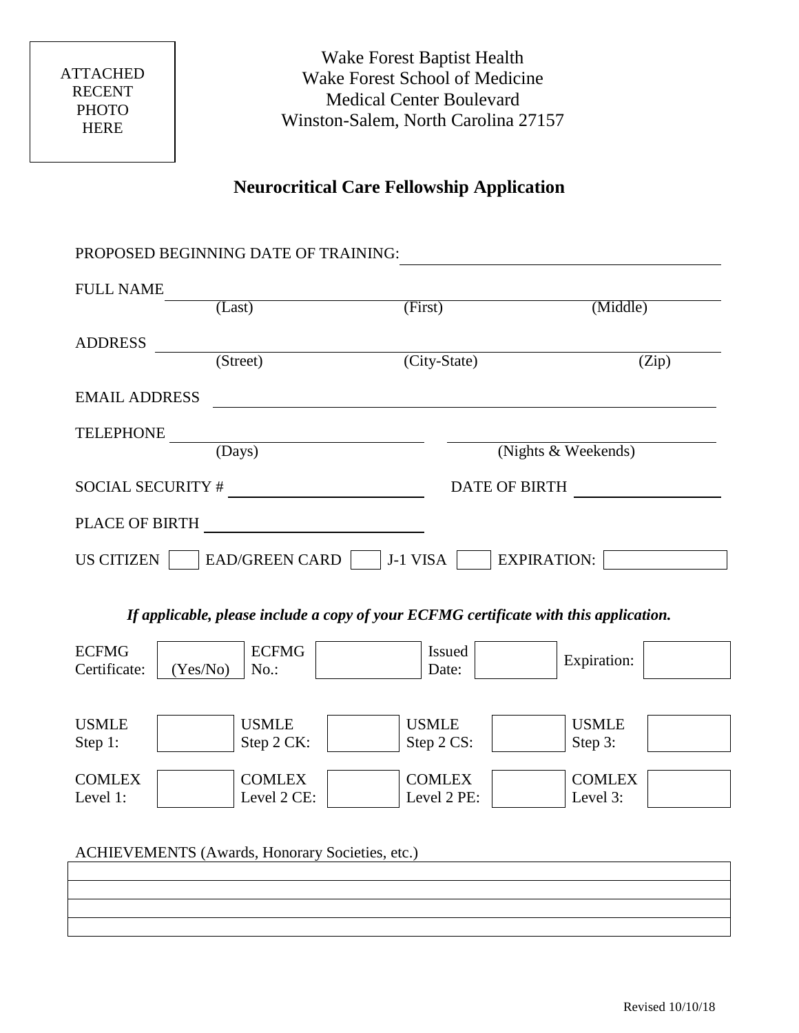ATTACHED RECENT PHOTO HERE

Wake Forest Baptist Health
Wake Forest School of Medicine
Medical Center Boulevard
Winston-Salem, North Carolina 27157

# Neurocritical Care Fellowship Application

PROPOSED BEGINNING DATE OF TRAINING: ______________________________

FULL NAME ______________________________
(Last) (First) (Middle)

ADDRESS ______________________________
(Street) (City-State) (Zip)

EMAIL ADDRESS ______________________________

TELEPHONE ______________________ ______________________
(Days) (Nights & Weekends)

SOCIAL SECURITY # ______________________ DATE OF BIRTH ______________

PLACE OF BIRTH ______________________

US CITIZEN [ ] EAD/GREEN CARD [ ] J-1 VISA [ ] EXPIRATION: [ ]

***If applicable, please include a copy of your ECFMG certificate with this application.***

| ECFMG Certificate: | (Yes/No) | ECFMG No.: | | Issued Date: | | Expiration: | |
|---|---|---|---|---|---|---|---|

| USMLE Step 1: | | USMLE Step 2 CK: | | USMLE Step 2 CS: | | USMLE Step 3: | |
|---|---|---|---|---|---|---|---|
| COMLEX Level 1: | | COMLEX Level 2 CE: | | COMLEX Level 2 PE: | | COMLEX Level 3: | |

ACHIEVEMENTS (Awards, Honorary Societies, etc.)

| |
|---|
| |
| |
| |
| |

Revised 10/10/18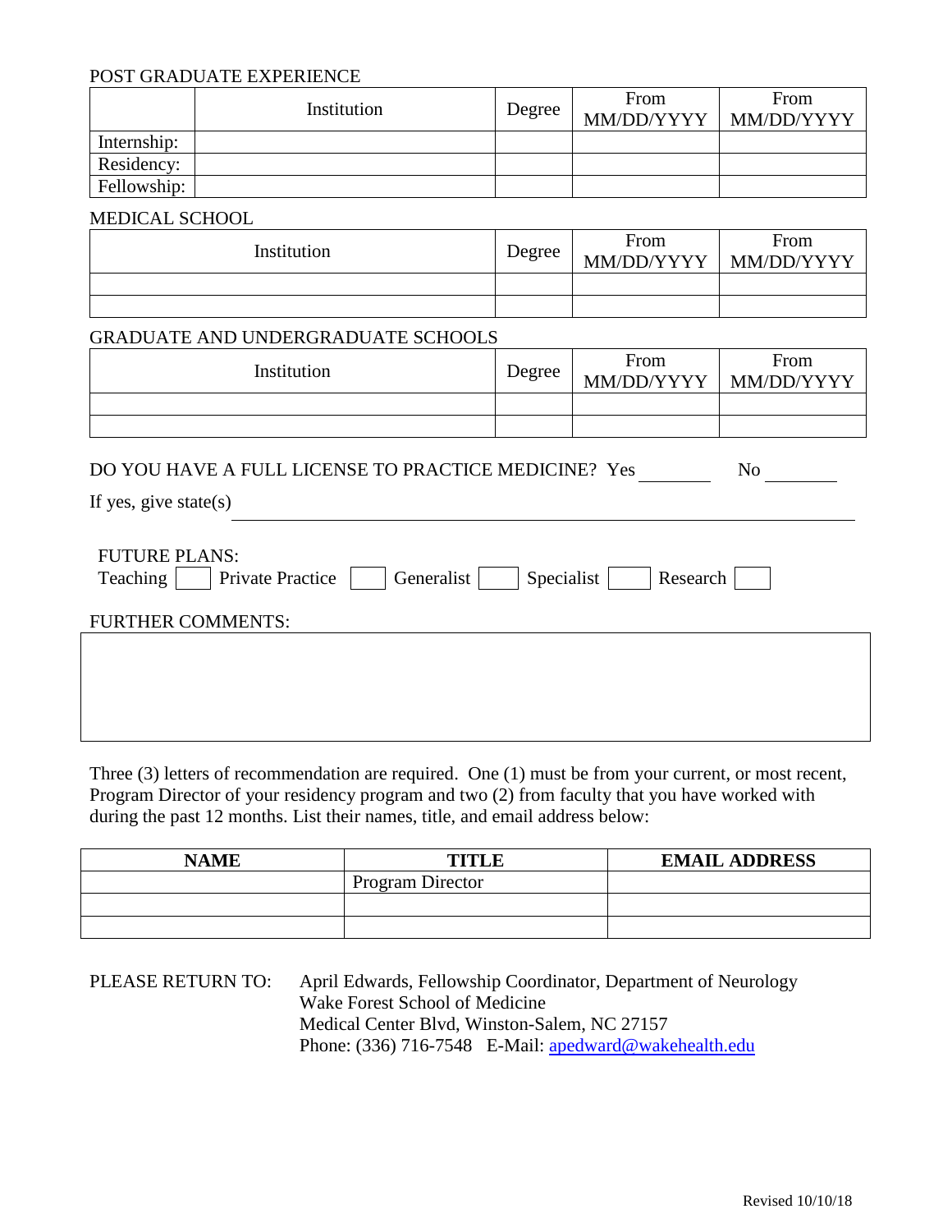POST GRADUATE EXPERIENCE

| | Institution | Degree | From MM/DD/YYYY | From MM/DD/YYYY |
|---|---|---|---|---|
| Internship: | | | | |
| Residency: | | | | |
| Fellowship: | | | | |

MEDICAL SCHOOL

| Institution | Degree | From MM/DD/YYYY | From MM/DD/YYYY |
|---|---|---|---|
| | | | |
| | | | |

GRADUATE AND UNDERGRADUATE SCHOOLS

| Institution | Degree | From MM/DD/YYYY | From MM/DD/YYYY |
|---|---|---|---|
| | | | |
| | | | |

DO YOU HAVE A FULL LICENSE TO PRACTICE MEDICINE? Yes ________ No ________

If yes, give state(s) ______________________________________________

FUTURE PLANS:
Teaching ☐ Private Practice ☐ Generalist ☐ Specialist ☐ Research ☐

FURTHER COMMENTS:

| |
|---|
| |

Three (3) letters of recommendation are required. One (1) must be from your current, or most recent, Program Director of your residency program and two (2) from faculty that you have worked with during the past 12 months. List their names, title, and email address below:

| NAME | TITLE | EMAIL ADDRESS |
|---|---|---|
| | Program Director | |
| | | |
| | | |

PLEASE RETURN TO: April Edwards, Fellowship Coordinator, Department of Neurology
Wake Forest School of Medicine
Medical Center Blvd, Winston-Salem, NC 27157
Phone: (336) 716-7548 E-Mail: apedward@wakehealth.edu

Revised 10/10/18